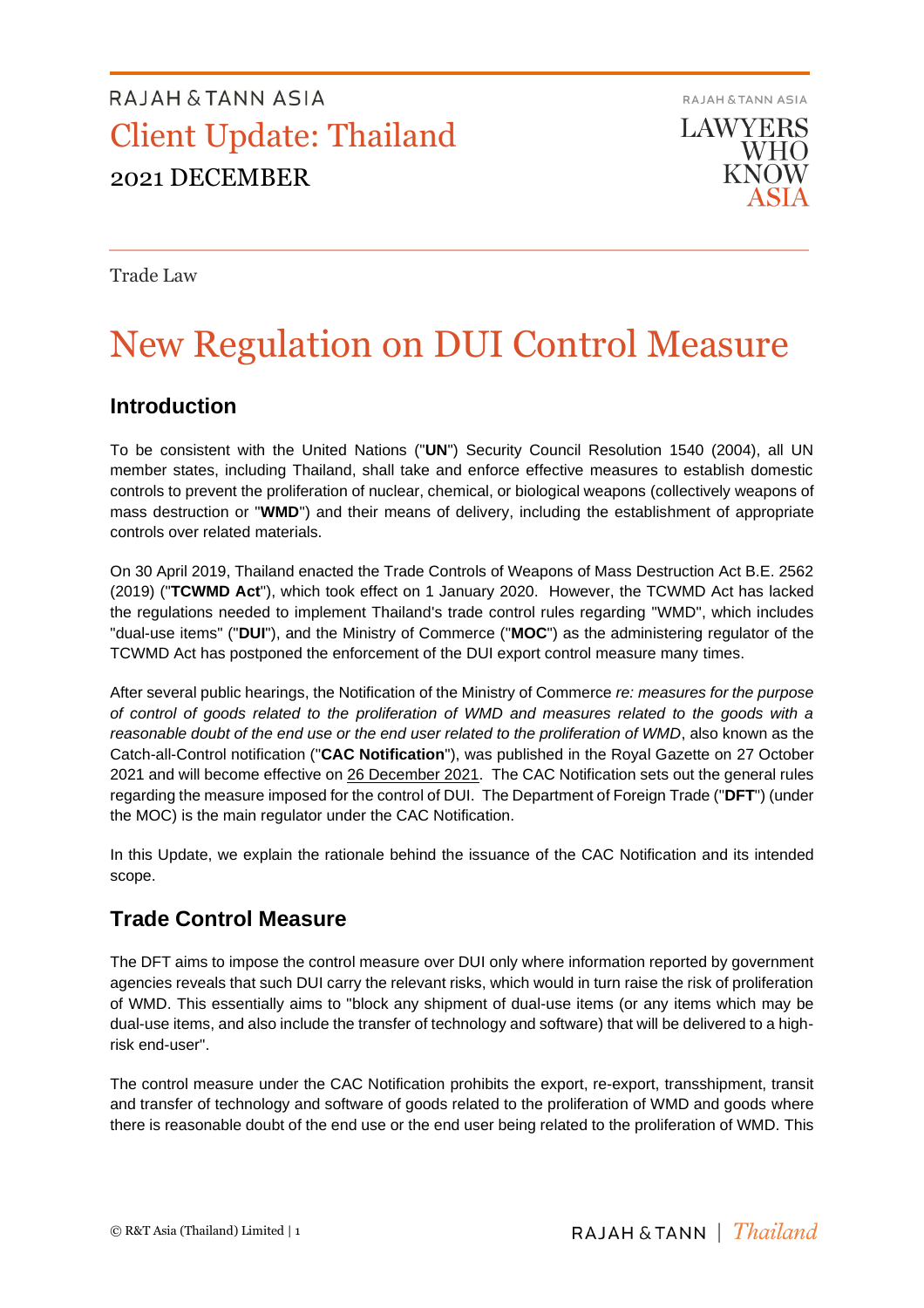RAJAH & TANN ASIA

# Client Update: Thailand

2021 DECEMBER

Trade Law

# New Regulation on DUI Control Measure

## Introduction

To be consistent with the United Nations ("**UN**") Security Council Resolution 1540 (2004), all UN member states, including Thailand, shall take and enforce effective measures to establish domestic controls to prevent the proliferation of nuclear, chemical, or biological weapons (collectively weapons of mass destruction or "**WMD**") and their means of delivery, including the establishment of appropriate controls over related materials.

On 30 April 2019, Thailand enacted the Trade Controls of Weapons of Mass Destruction Act B.E. 2562 (2019) ("**TCWMD Act**"), which took effect on 1 January 2020. However, the TCWMD Act has lacked the regulations needed to implement Thailand's trade control rules regarding "WMD", which includes "dual-use items" ("**DUI**"), and the Ministry of Commerce ("**MOC**") as the administering regulator of the TCWMD Act has postponed the enforcement of the DUI export control measure many times.

After several public hearings, the Notification of the Ministry of Commerce *re: measures for the purpose of control of goods related to the proliferation of WMD and measures related to the goods with a reasonable doubt of the end use or the end user related to the proliferation of WMD*, also known as the Catch-all-Control notification ("**CAC Notification**"), was published in the Royal Gazette on 27 October 2021 and will become effective on 26 December 2021. The CAC Notification sets out the general rules regarding the measure imposed for the control of DUI. The Department of Foreign Trade ("**DFT**") (under the MOC) is the main regulator under the CAC Notification.

In this Update, we explain the rationale behind the issuance of the CAC Notification and its intended scope.

## Trade Control Measure

The DFT aims to impose the control measure over DUI only where information reported by government agencies reveals that such DUI carry the relevant risks, which would in turn raise the risk of proliferation of WMD. This essentially aims to "block any shipment of dual-use items (or any items which may be dual-use items, and also include the transfer of technology and software) that will be delivered to a high-risk end-user".

The control measure under the CAC Notification prohibits the export, re-export, transshipment, transit and transfer of technology and software of goods related to the proliferation of WMD and goods where there is reasonable doubt of the end use or the end user being related to the proliferation of WMD. This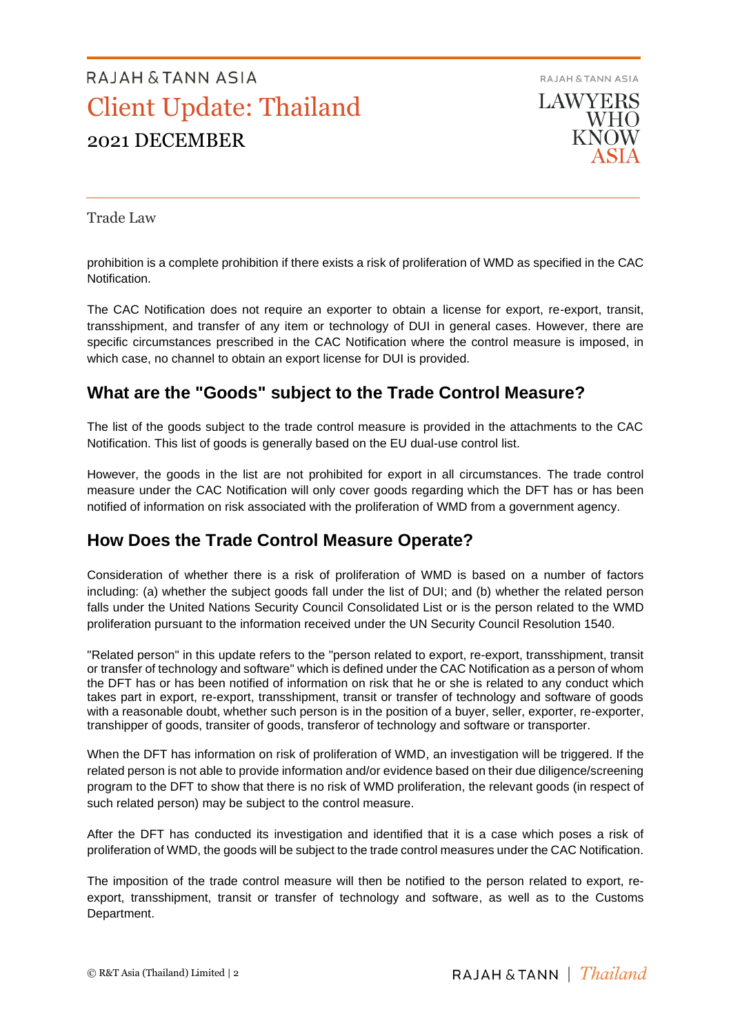Trade Law

prohibition is a complete prohibition if there exists a risk of proliferation of WMD as specified in the CAC Notification.

The CAC Notification does not require an exporter to obtain a license for export, re-export, transit, transshipment, and transfer of any item or technology of DUI in general cases. However, there are specific circumstances prescribed in the CAC Notification where the control measure is imposed, in which case, no channel to obtain an export license for DUI is provided.

## What are the "Goods" subject to the Trade Control Measure?

The list of the goods subject to the trade control measure is provided in the attachments to the CAC Notification. This list of goods is generally based on the EU dual-use control list.

However, the goods in the list are not prohibited for export in all circumstances. The trade control measure under the CAC Notification will only cover goods regarding which the DFT has or has been notified of information on risk associated with the proliferation of WMD from a government agency.

## How Does the Trade Control Measure Operate?

Consideration of whether there is a risk of proliferation of WMD is based on a number of factors including: (a) whether the subject goods fall under the list of DUI; and (b) whether the related person falls under the United Nations Security Council Consolidated List or is the person related to the WMD proliferation pursuant to the information received under the UN Security Council Resolution 1540.

"Related person" in this update refers to the "person related to export, re-export, transshipment, transit or transfer of technology and software" which is defined under the CAC Notification as a person of whom the DFT has or has been notified of information on risk that he or she is related to any conduct which takes part in export, re-export, transshipment, transit or transfer of technology and software of goods with a reasonable doubt, whether such person is in the position of a buyer, seller, exporter, re-exporter, transhipper of goods, transiter of goods, transferor of technology and software or transporter.

When the DFT has information on risk of proliferation of WMD, an investigation will be triggered. If the related person is not able to provide information and/or evidence based on their due diligence/screening program to the DFT to show that there is no risk of WMD proliferation, the relevant goods (in respect of such related person) may be subject to the control measure.

After the DFT has conducted its investigation and identified that it is a case which poses a risk of proliferation of WMD, the goods will be subject to the trade control measures under the CAC Notification.

The imposition of the trade control measure will then be notified to the person related to export, re-export, transshipment, transit or transfer of technology and software, as well as to the Customs Department.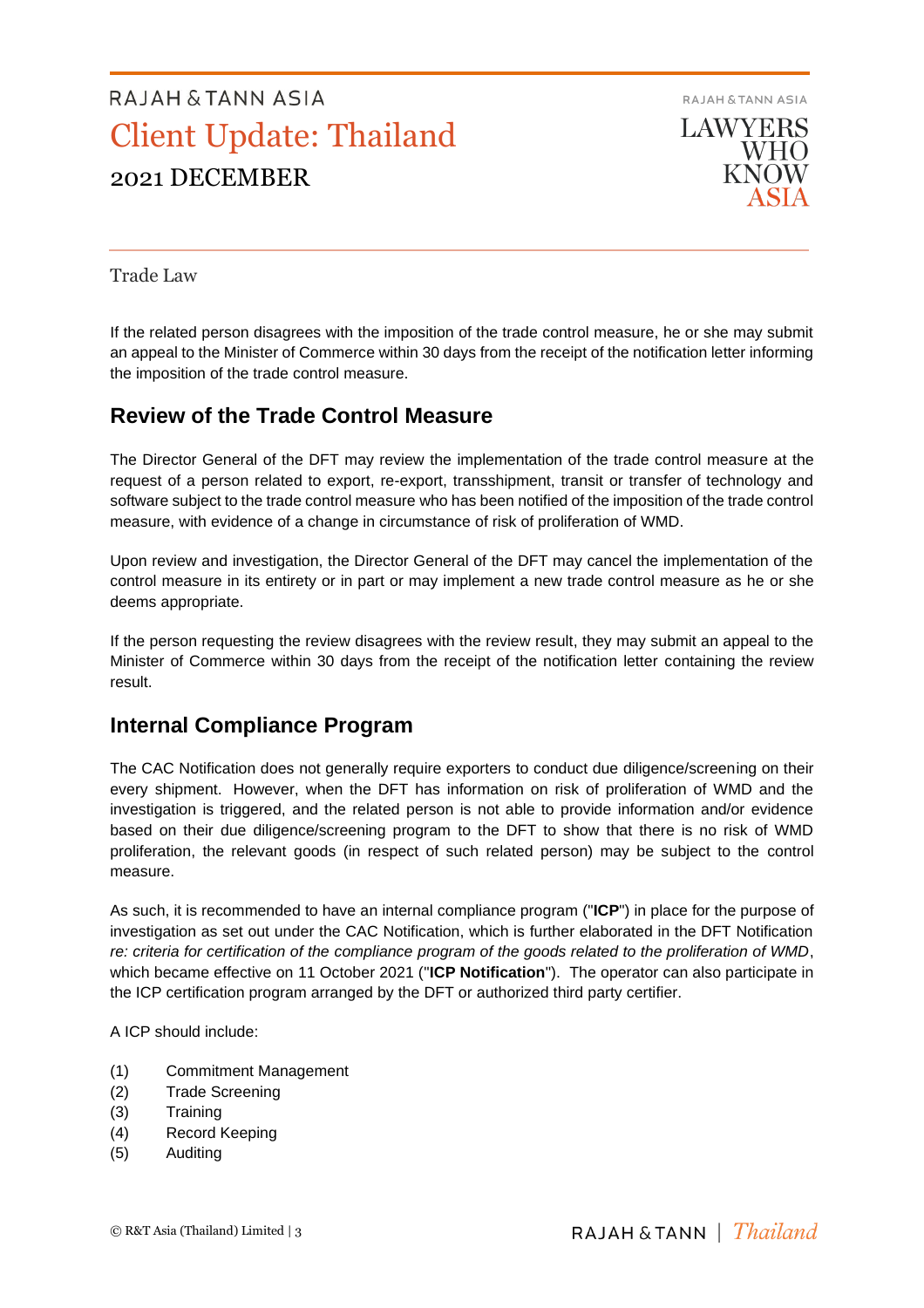Trade Law

If the related person disagrees with the imposition of the trade control measure, he or she may submit an appeal to the Minister of Commerce within 30 days from the receipt of the notification letter informing the imposition of the trade control measure.

## Review of the Trade Control Measure

The Director General of the DFT may review the implementation of the trade control measure at the request of a person related to export, re-export, transshipment, transit or transfer of technology and software subject to the trade control measure who has been notified of the imposition of the trade control measure, with evidence of a change in circumstance of risk of proliferation of WMD.

Upon review and investigation, the Director General of the DFT may cancel the implementation of the control measure in its entirety or in part or may implement a new trade control measure as he or she deems appropriate.

If the person requesting the review disagrees with the review result, they may submit an appeal to the Minister of Commerce within 30 days from the receipt of the notification letter containing the review result.

## Internal Compliance Program

The CAC Notification does not generally require exporters to conduct due diligence/screening on their every shipment. However, when the DFT has information on risk of proliferation of WMD and the investigation is triggered, and the related person is not able to provide information and/or evidence based on their due diligence/screening program to the DFT to show that there is no risk of WMD proliferation, the relevant goods (in respect of such related person) may be subject to the control measure.

As such, it is recommended to have an internal compliance program ("**ICP**") in place for the purpose of investigation as set out under the CAC Notification, which is further elaborated in the DFT Notification *re: criteria for certification of the compliance program of the goods related to the proliferation of WMD*, which became effective on 11 October 2021 ("**ICP Notification**"). The operator can also participate in the ICP certification program arranged by the DFT or authorized third party certifier.

A ICP should include:

(1) Commitment Management
(2) Trade Screening
(3) Training
(4) Record Keeping
(5) Auditing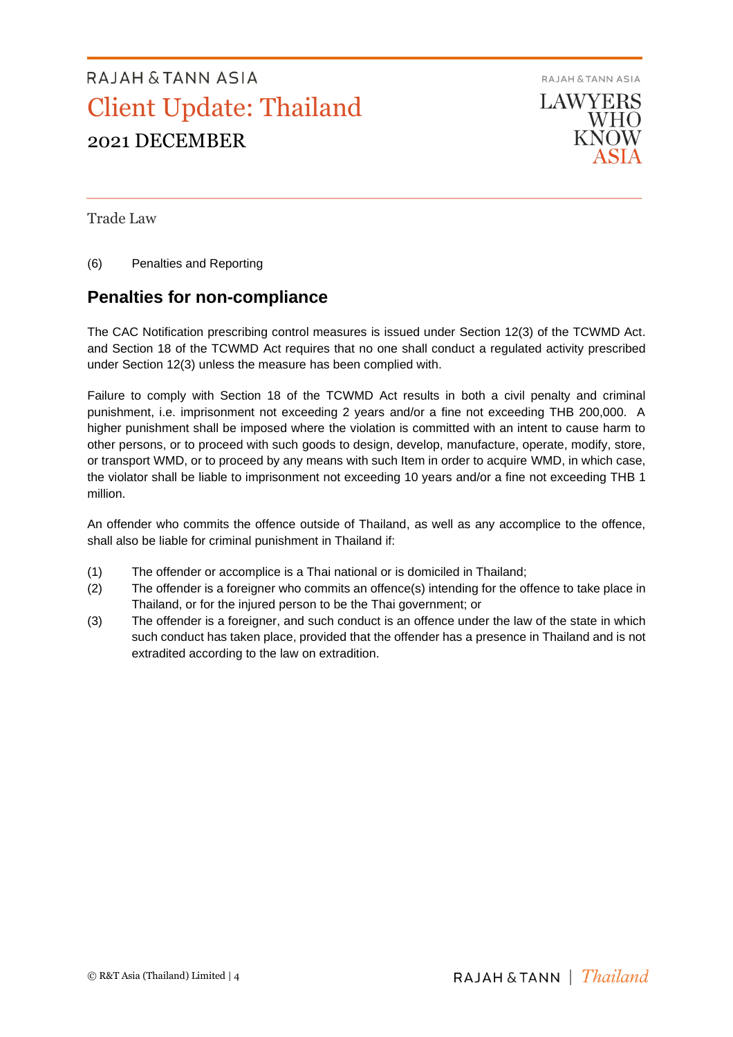Trade Law

(6) Penalties and Reporting

## Penalties for non-compliance

The CAC Notification prescribing control measures is issued under Section 12(3) of the TCWMD Act. and Section 18 of the TCWMD Act requires that no one shall conduct a regulated activity prescribed under Section 12(3) unless the measure has been complied with.

Failure to comply with Section 18 of the TCWMD Act results in both a civil penalty and criminal punishment, i.e. imprisonment not exceeding 2 years and/or a fine not exceeding THB 200,000. A higher punishment shall be imposed where the violation is committed with an intent to cause harm to other persons, or to proceed with such goods to design, develop, manufacture, operate, modify, store, or transport WMD, or to proceed by any means with such Item in order to acquire WMD, in which case, the violator shall be liable to imprisonment not exceeding 10 years and/or a fine not exceeding THB 1 million.

An offender who commits the offence outside of Thailand, as well as any accomplice to the offence, shall also be liable for criminal punishment in Thailand if:

(1) The offender or accomplice is a Thai national or is domiciled in Thailand;

(2) The offender is a foreigner who commits an offence(s) intending for the offence to take place in Thailand, or for the injured person to be the Thai government; or

(3) The offender is a foreigner, and such conduct is an offence under the law of the state in which such conduct has taken place, provided that the offender has a presence in Thailand and is not extradited according to the law on extradition.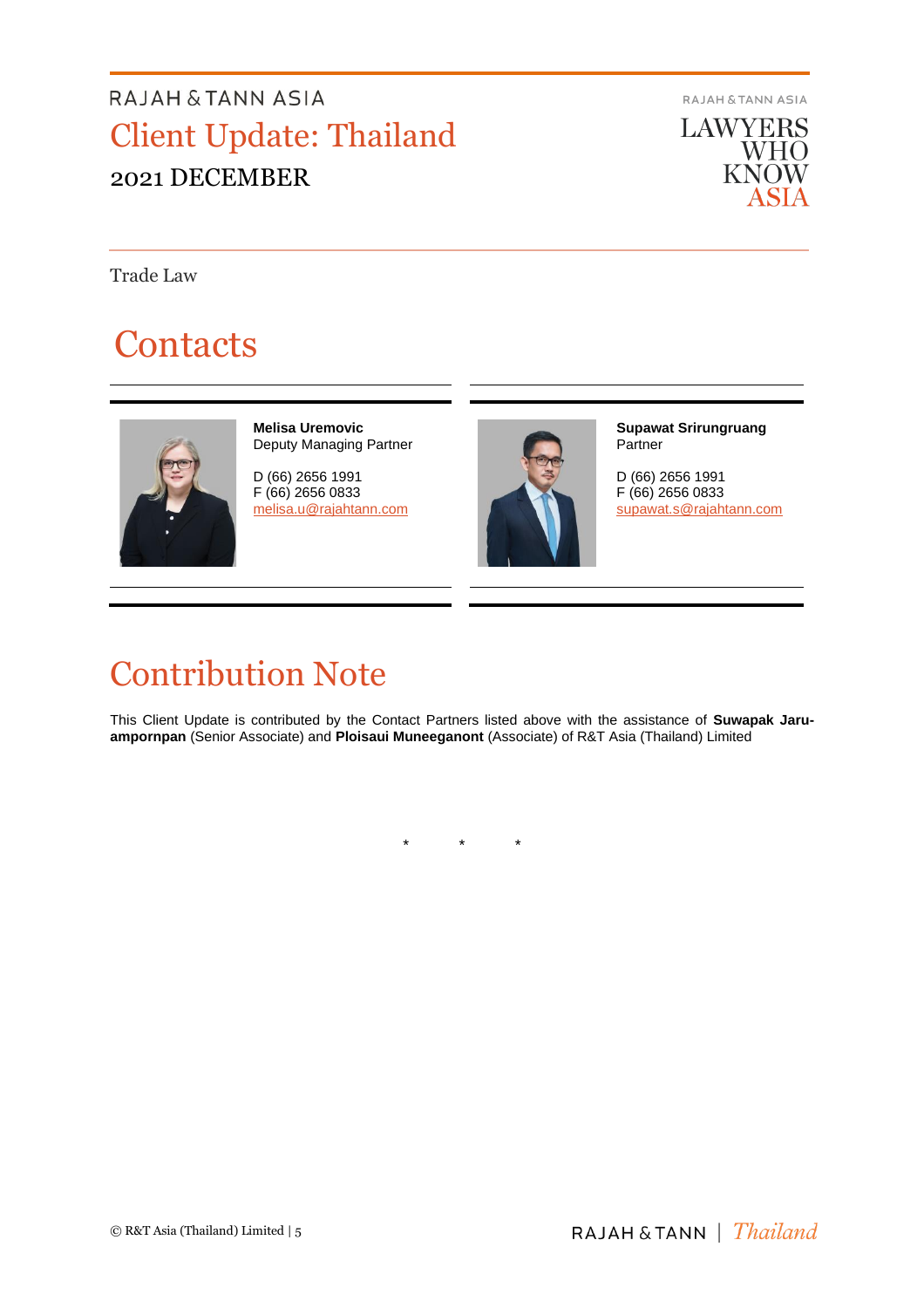Trade Law

# Contacts

**Melisa Uremovic**
Deputy Managing Partner

D (66) 2656 1991
F (66) 2656 0833
melisa.u@rajahtann.com

**Supawat Srirungruang**
Partner

D (66) 2656 1991
F (66) 2656 0833
supawat.s@rajahtann.com

# Contribution Note

This Client Update is contributed by the Contact Partners listed above with the assistance of **Suwapak Jaru-ampornpan** (Senior Associate) and **Ploisaui Muneeganont** (Associate) of R&T Asia (Thailand) Limited

\* \* \*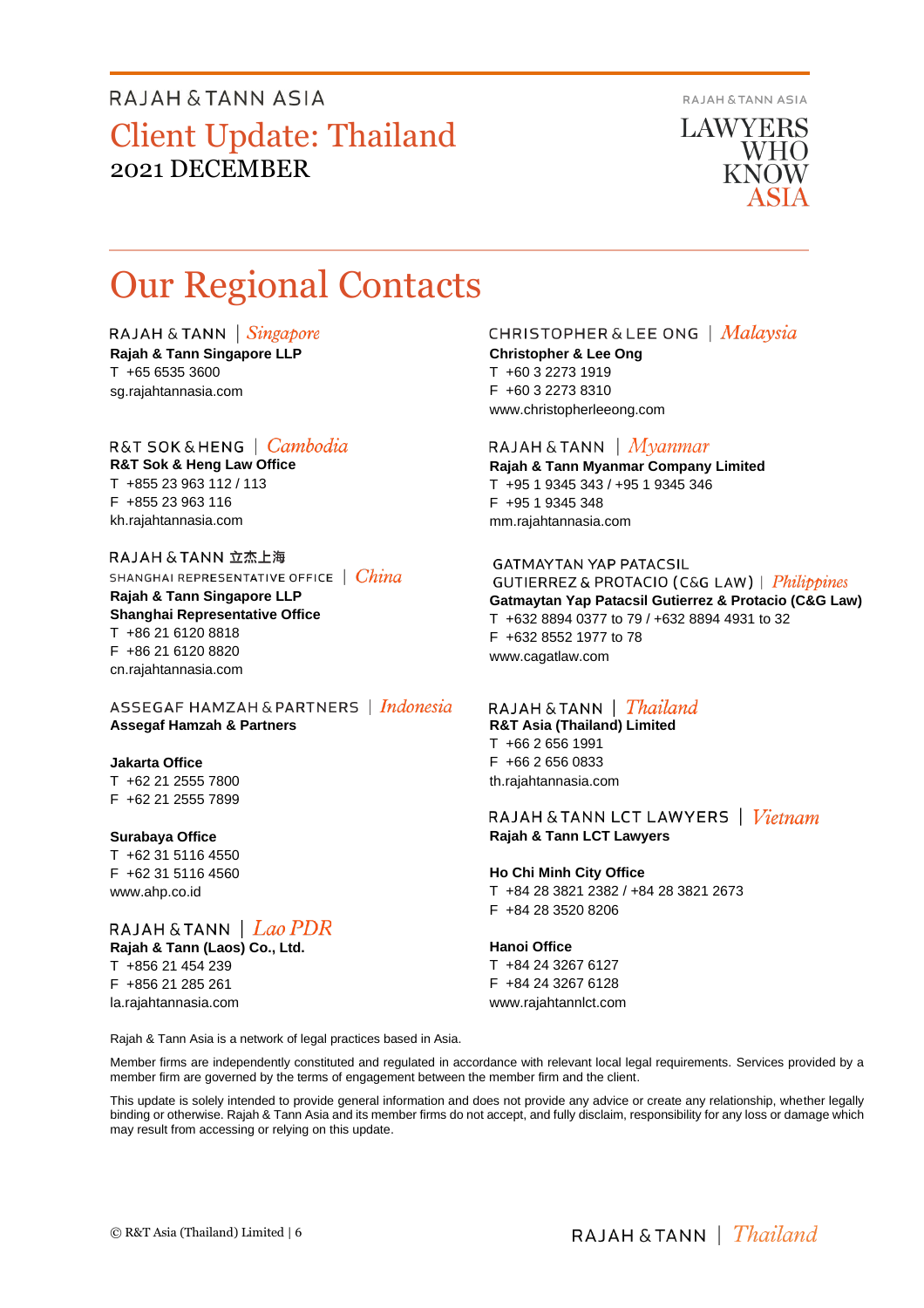# Our Regional Contacts

RAJAH & TANN | *Singapore*
**Rajah & Tann Singapore LLP**
T +65 6535 3600
sg.rajahtannasia.com

R&T SOK & HENG | *Cambodia*
**R&T Sok & Heng Law Office**
T +855 23 963 112 / 113
F +855 23 963 116
kh.rajahtannasia.com

RAJAH & TANN 立杰上海
SHANGHAI REPRESENTATIVE OFFICE | *China*
**Rajah & Tann Singapore LLP**
**Shanghai Representative Office**
T +86 21 6120 8818
F +86 21 6120 8820
cn.rajahtannasia.com

ASSEGAF HAMZAH & PARTNERS | *Indonesia*
**Assegaf Hamzah & Partners**

**Jakarta Office**
T +62 21 2555 7800
F +62 21 2555 7899

**Surabaya Office**
T +62 31 5116 4550
F +62 31 5116 4560
www.ahp.co.id

RAJAH & TANN | *Lao PDR*
**Rajah & Tann (Laos) Co., Ltd.**
T +856 21 454 239
F +856 21 285 261
la.rajahtannasia.com

CHRISTOPHER & LEE ONG | *Malaysia*
**Christopher & Lee Ong**
T +60 3 2273 1919
F +60 3 2273 8310
www.christopherleeong.com

RAJAH & TANN | *Myanmar*
**Rajah & Tann Myanmar Company Limited**
T +95 1 9345 343 / +95 1 9345 346
F +95 1 9345 348
mm.rajahtannasia.com

GATMAYTAN YAP PATACSIL
GUTIERREZ & PROTACIO (C&G LAW) | *Philippines*
**Gatmaytan Yap Patacsil Gutierrez & Protacio (C&G Law)**
T +632 8894 0377 to 79 / +632 8894 4931 to 32
F +632 8552 1977 to 78
www.cagatlaw.com

RAJAH & TANN | *Thailand*
**R&T Asia (Thailand) Limited**
T +66 2 656 1991
F +66 2 656 0833
th.rajahtannasia.com

RAJAH & TANN LCT LAWYERS | *Vietnam*
**Rajah & Tann LCT Lawyers**

**Ho Chi Minh City Office**
T +84 28 3821 2382 / +84 28 3821 2673
F +84 28 3520 8206

**Hanoi Office**
T +84 24 3267 6127
F +84 24 3267 6128
www.rajahtannlct.com

Rajah & Tann Asia is a network of legal practices based in Asia.

Member firms are independently constituted and regulated in accordance with relevant local legal requirements. Services provided by a member firm are governed by the terms of engagement between the member firm and the client.

This update is solely intended to provide general information and does not provide any advice or create any relationship, whether legally binding or otherwise. Rajah & Tann Asia and its member firms do not accept, and fully disclaim, responsibility for any loss or damage which may result from accessing or relying on this update.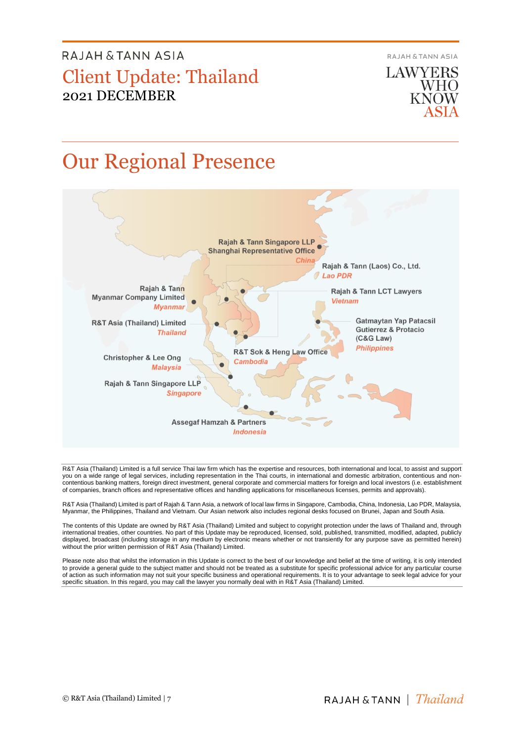RAJAH & TANN ASIA

# Client Update: Thailand

2021 DECEMBER

RAJAH & TANN ASIA

LAWYERS WHO KNOW ASIA

## Our Regional Presence

Rajah & Tann Singapore LLP
Shanghai Representative Office
*China*

Rajah & Tann (Laos) Co., Ltd.
*Lao PDR*

Rajah & Tann
Myanmar Company Limited
*Myanmar*

Rajah & Tann LCT Lawyers
*Vietnam*

R&T Asia (Thailand) Limited
*Thailand*

Gatmaytan Yap Patacsil
Gutierrez & Protacio
(C&G Law)
*Philippines*

R&T Sok & Heng Law Office
*Cambodia*

Christopher & Lee Ong
*Malaysia*

Rajah & Tann Singapore LLP
*Singapore*

Assegaf Hamzah & Partners
*Indonesia*

R&T Asia (Thailand) Limited is a full service Thai law firm which has the expertise and resources, both international and local, to assist and support you on a wide range of legal services, including representation in the Thai courts, in international and domestic arbitration, contentious and non-contentious banking matters, foreign direct investment, general corporate and commercial matters for foreign and local investors (i.e. establishment of companies, branch offices and representative offices and handling applications for miscellaneous licenses, permits and approvals).

R&T Asia (Thailand) Limited is part of Rajah & Tann Asia, a network of local law firms in Singapore, Cambodia, China, Indonesia, Lao PDR, Malaysia, Myanmar, the Philippines, Thailand and Vietnam. Our Asian network also includes regional desks focused on Brunei, Japan and South Asia.

The contents of this Update are owned by R&T Asia (Thailand) Limited and subject to copyright protection under the laws of Thailand and, through international treaties, other countries. No part of this Update may be reproduced, licensed, sold, published, transmitted, modified, adapted, publicly displayed, broadcast (including storage in any medium by electronic means whether or not transiently for any purpose save as permitted herein) without the prior written permission of R&T Asia (Thailand) Limited.

Please note also that whilst the information in this Update is correct to the best of our knowledge and belief at the time of writing, it is only intended to provide a general guide to the subject matter and should not be treated as a substitute for specific professional advice for any particular course of action as such information may not suit your specific business and operational requirements. It is to your advantage to seek legal advice for your specific situation. In this regard, you may call the lawyer you normally deal with in R&T Asia (Thailand) Limited.